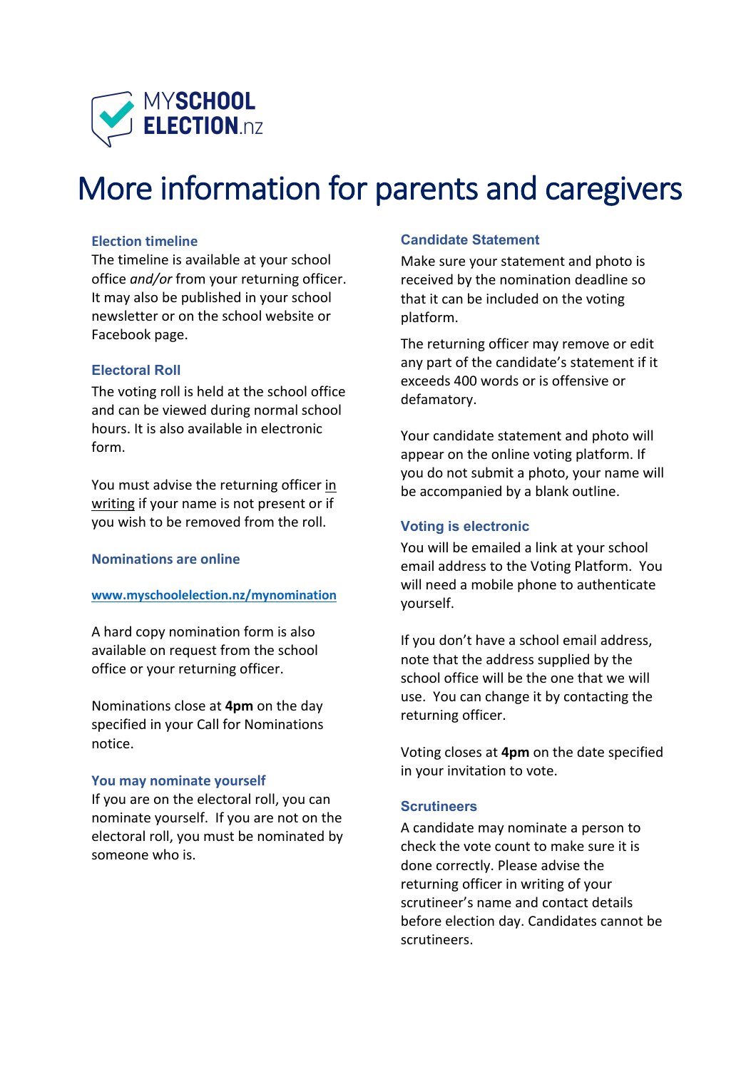MYSCHOOL ELECTION.nz

# More information for parents and caregivers

### Election timeline

The timeline is available at your school office *and/or* from your returning officer. It may also be published in your school newsletter or on the school website or Facebook page.

### Electoral Roll

The voting roll is held at the school office and can be viewed during normal school hours. It is also available in electronic form.

You must advise the returning officer in writing if your name is not present or if you wish to be removed from the roll.

### Nominations are online

**www.myschoolelection.nz/mynomination**

A hard copy nomination form is also available on request from the school office or your returning officer.

Nominations close at **4pm** on the day specified in your Call for Nominations notice.

### You may nominate yourself

If you are on the electoral roll, you can nominate yourself. If you are not on the electoral roll, you must be nominated by someone who is.

### Candidate Statement

Make sure your statement and photo is received by the nomination deadline so that it can be included on the voting platform.

The returning officer may remove or edit any part of the candidate's statement if it exceeds 400 words or is offensive or defamatory.

Your candidate statement and photo will appear on the online voting platform. If you do not submit a photo, your name will be accompanied by a blank outline.

### Voting is electronic

You will be emailed a link at your school email address to the Voting Platform. You will need a mobile phone to authenticate yourself.

If you don't have a school email address, note that the address supplied by the school office will be the one that we will use. You can change it by contacting the returning officer.

Voting closes at **4pm** on the date specified in your invitation to vote.

### Scrutineers

A candidate may nominate a person to check the vote count to make sure it is done correctly. Please advise the returning officer in writing of your scrutineer's name and contact details before election day. Candidates cannot be scrutineers.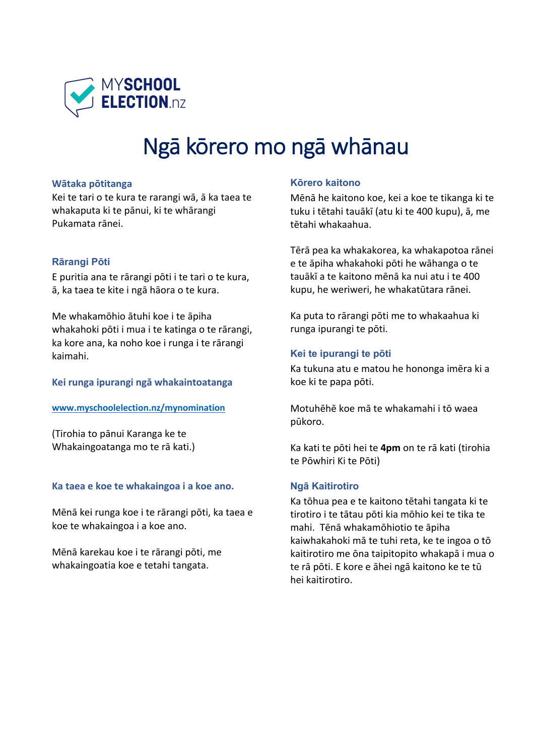MYSCHOOL ELECTION.nz

# Ngā kōrero mo ngā whānau

### Wātaka pōtitanga

Kei te tari o te kura te rarangi wā, ā ka taea te whakaputa ki te pānui, ki te whārangi Pukamata rānei.

### Rārangi Pōti

E puritia ana te rārangi pōti i te tari o te kura, ā, ka taea te kite i ngā hāora o te kura.

Me whakamōhio ātuhi koe i te āpiha whakahoki pōti i mua i te katinga o te rārangi, ka kore ana, ka noho koe i runga i te rārangi kaimahi.

### Kei runga ipurangi ngā whakaintoatanga

[www.myschoolelection.nz/mynomination](http://www.myschoolelection.nz/mynomination)

(Tirohia to pānui Karanga ke te Whakaingoatanga mo te rā kati.)

### Ka taea e koe te whakaingoa i a koe ano.

Mēnā kei runga koe i te rārangi pōti, ka taea e koe te whakaingoa i a koe ano.

Mēnā karekau koe i te rārangi pōti, me whakaingoatia koe e tetahi tangata.

### Kōrero kaitono

Mēnā he kaitono koe, kei a koe te tikanga ki te tuku i tētahi tauākī (atu ki te 400 kupu), ā, me tētahi whakaahua.

Tērā pea ka whakakorea, ka whakapotoa rānei e te āpiha whakahoki pōti he wāhanga o te tauākī a te kaitono mēnā ka nui atu i te 400 kupu, he weriweri, he whakatūtara rānei.

Ka puta to rārangi pōti me to whakaahua ki runga ipurangi te pōti.

### Kei te ipurangi te pōti

Ka tukuna atu e matou he hononga imēra ki a koe ki te papa pōti.

Motuhēhē koe mā te whakamahi i tō waea pūkoro.

Ka kati te pōti hei te **4pm** on te rā kati (tirohia te Pōwhiri Ki te Pōti)

### Ngā Kaitirotiro

Ka tōhua pea e te kaitono tētahi tangata ki te tirotiro i te tātau pōti kia mōhio kei te tika te mahi. Tēnā whakamōhiotio te āpiha kaiwhakahoki mā te tuhi reta, ke te ingoa o tō kaitirotiro me ōna taipitopito whakapā i mua o te rā pōti. E kore e āhei ngā kaitono ke te tū hei kaitirotiro.